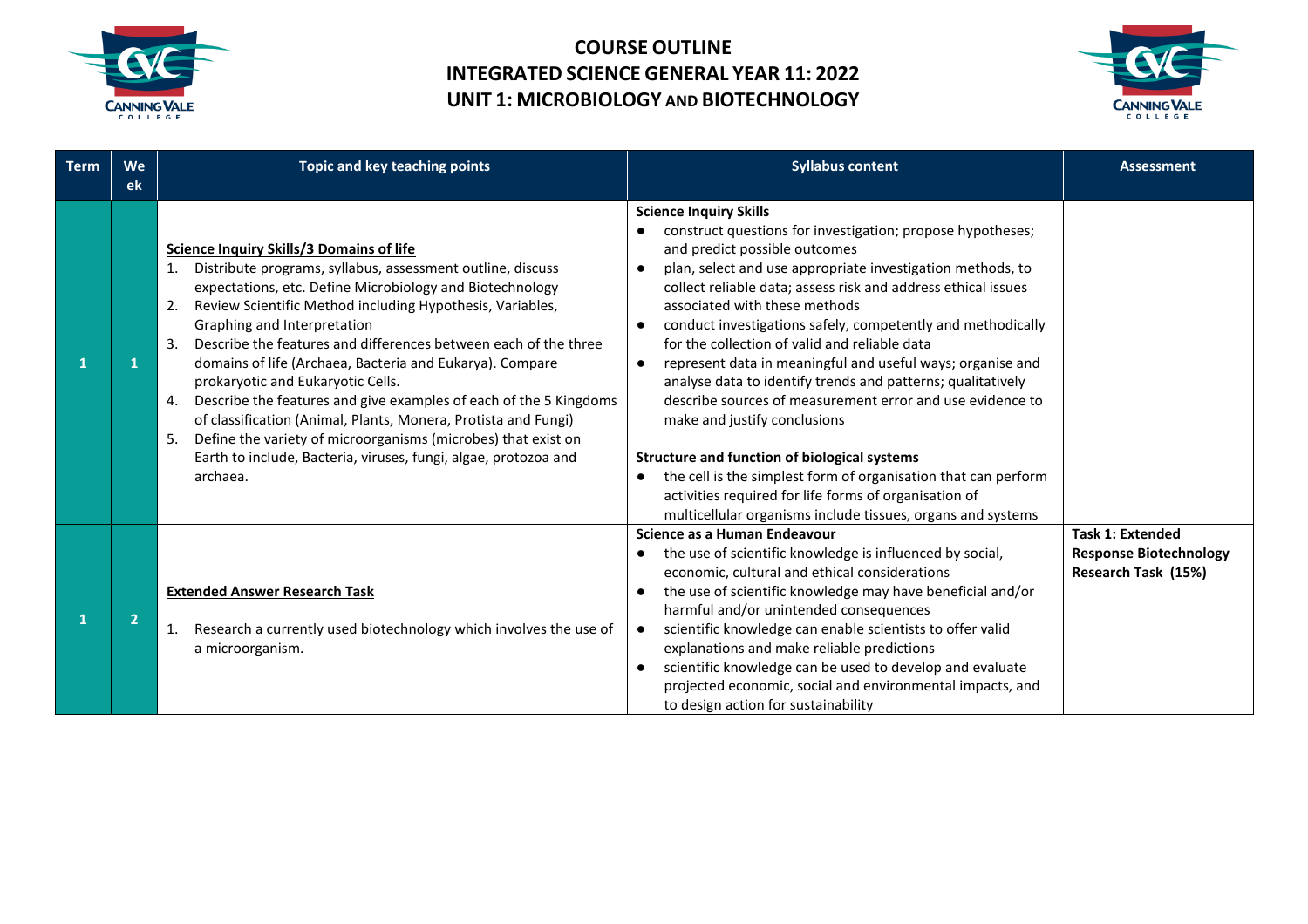# COURSE OUTLINE
# INTEGRATED SCIENCE GENERAL YEAR 11: 2022
# UNIT 1: MICROBIOLOGY AND BIOTECHNOLOGY

| Term | Week | Topic and key teaching points | Syllabus content | Assessment |
|---|---|---|---|---|
| 1 | 1 | **Science Inquiry Skills/3 Domains of life**<br>1. Distribute programs, syllabus, assessment outline, discuss expectations, etc. Define Microbiology and Biotechnology<br>2. Review Scientific Method including Hypothesis, Variables, Graphing and Interpretation<br>3. Describe the features and differences between each of the three domains of life (Archaea, Bacteria and Eukarya). Compare prokaryotic and Eukaryotic Cells.<br>4. Describe the features and give examples of each of the 5 Kingdoms of classification (Animal, Plants, Monera, Protista and Fungi)<br>5. Define the variety of microorganisms (microbes) that exist on Earth to include, Bacteria, viruses, fungi, algae, protozoa and archaea. | **Science Inquiry Skills**<br>● construct questions for investigation; propose hypotheses; and predict possible outcomes<br>● plan, select and use appropriate investigation methods, to collect reliable data; assess risk and address ethical issues associated with these methods<br>● conduct investigations safely, competently and methodically for the collection of valid and reliable data<br>● represent data in meaningful and useful ways; organise and analyse data to identify trends and patterns; qualitatively describe sources of measurement error and use evidence to make and justify conclusions<br><br>**Structure and function of biological systems**<br>● the cell is the simplest form of organisation that can perform activities required for life forms of organisation of multicellular organisms include tissues, organs and systems | |
| 1 | 2 | **Extended Answer Research Task**<br>1. Research a currently used biotechnology which involves the use of a microorganism. | **Science as a Human Endeavour**<br>● the use of scientific knowledge is influenced by social, economic, cultural and ethical considerations<br>● the use of scientific knowledge may have beneficial and/or harmful and/or unintended consequences<br>● scientific knowledge can enable scientists to offer valid explanations and make reliable predictions<br>● scientific knowledge can be used to develop and evaluate projected economic, social and environmental impacts, and to design action for sustainability | **Task 1: Extended Response Biotechnology Research Task (15%)** |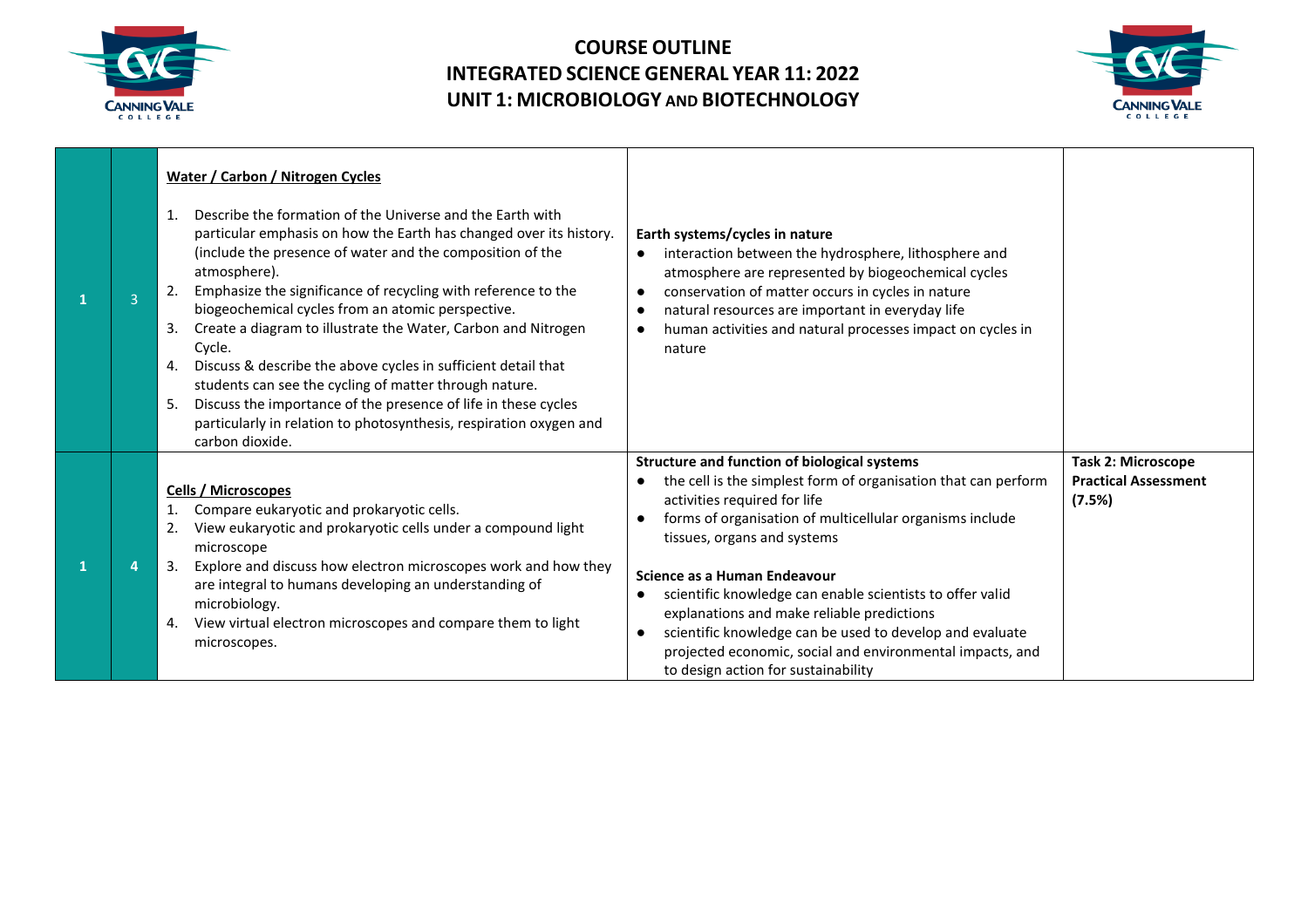| | | | | |
|---|---|---|---|---|
| 1 | 3 | **Water / Carbon / Nitrogen Cycles**<br>1. Describe the formation of the Universe and the Earth with particular emphasis on how the Earth has changed over its history. (include the presence of water and the composition of the atmosphere).<br>2. Emphasize the significance of recycling with reference to the biogeochemical cycles from an atomic perspective.<br>3. Create a diagram to illustrate the Water, Carbon and Nitrogen Cycle.<br>4. Discuss & describe the above cycles in sufficient detail that students can see the cycling of matter through nature.<br>5. Discuss the importance of the presence of life in these cycles particularly in relation to photosynthesis, respiration oxygen and carbon dioxide. | **Earth systems/cycles in nature**<br>● interaction between the hydrosphere, lithosphere and atmosphere are represented by biogeochemical cycles<br>● conservation of matter occurs in cycles in nature<br>● natural resources are important in everyday life<br>● human activities and natural processes impact on cycles in nature | |
| 1 | 4 | **Cells / Microscopes**<br>1. Compare eukaryotic and prokaryotic cells.<br>2. View eukaryotic and prokaryotic cells under a compound light microscope<br>3. Explore and discuss how electron microscopes work and how they are integral to humans developing an understanding of microbiology.<br>4. View virtual electron microscopes and compare them to light microscopes. | **Structure and function of biological systems**<br>● the cell is the simplest form of organisation that can perform activities required for life<br>● forms of organisation of multicellular organisms include tissues, organs and systems<br><br>**Science as a Human Endeavour**<br>● scientific knowledge can enable scientists to offer valid explanations and make reliable predictions<br>● scientific knowledge can be used to develop and evaluate projected economic, social and environmental impacts, and to design action for sustainability | **Task 2: Microscope Practical Assessment (7.5%)** |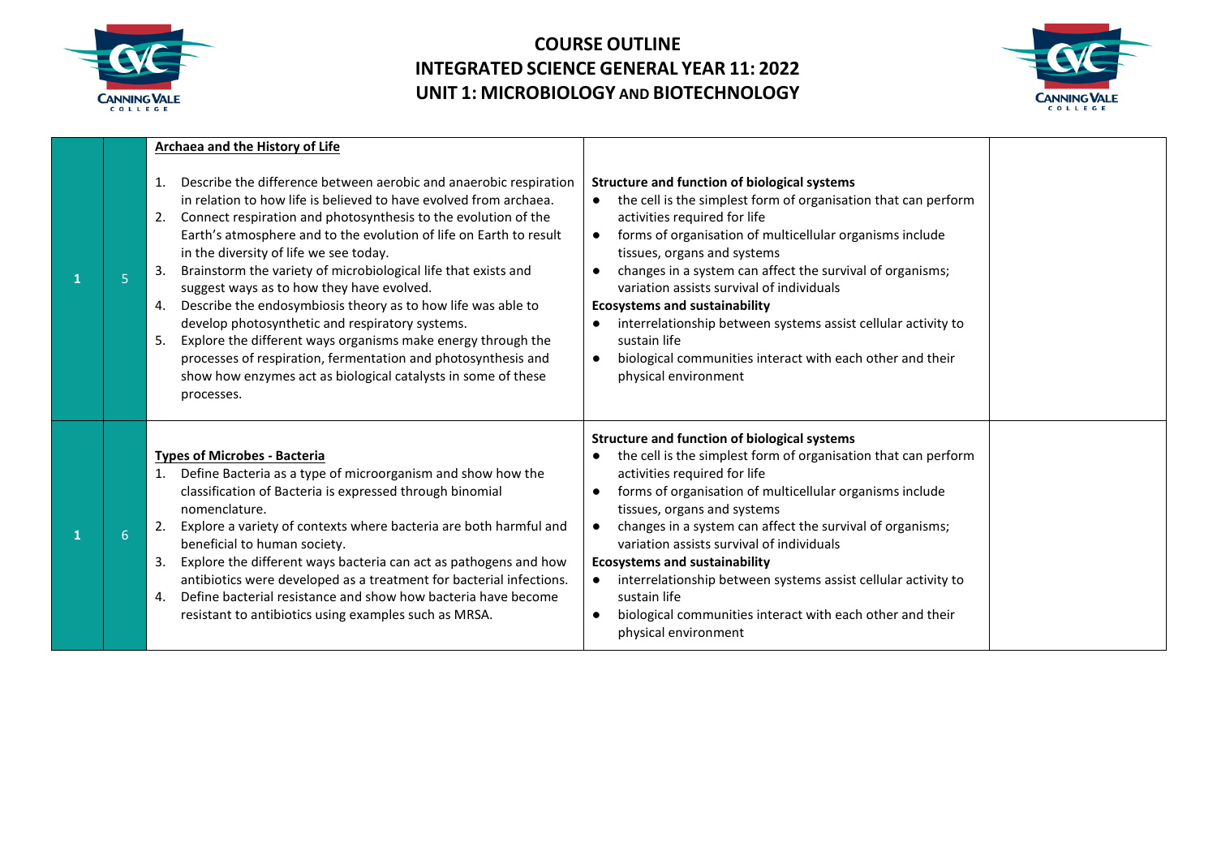# COURSE OUTLINE
# INTEGRATED SCIENCE GENERAL YEAR 11: 2022
# UNIT 1: MICROBIOLOGY AND BIOTECHNOLOGY

| | | | | |
|---|---|---|---|---|
| 1 | 5 | **Archaea and the History of Life**<br><br>1. Describe the difference between aerobic and anaerobic respiration in relation to how life is believed to have evolved from archaea.<br>2. Connect respiration and photosynthesis to the evolution of the Earth's atmosphere and to the evolution of life on Earth to result in the diversity of life we see today.<br>3. Brainstorm the variety of microbiological life that exists and suggest ways as to how they have evolved.<br>4. Describe the endosymbiosis theory as to how life was able to develop photosynthetic and respiratory systems.<br>5. Explore the different ways organisms make energy through the processes of respiration, fermentation and photosynthesis and show how enzymes act as biological catalysts in some of these processes. | **Structure and function of biological systems**<br>● the cell is the simplest form of organisation that can perform activities required for life<br>● forms of organisation of multicellular organisms include tissues, organs and systems<br>● changes in a system can affect the survival of organisms; variation assists survival of individuals<br>**Ecosystems and sustainability**<br>● interrelationship between systems assist cellular activity to sustain life<br>● biological communities interact with each other and their physical environment | |
| 1 | 6 | **Types of Microbes - Bacteria**<br>1. Define Bacteria as a type of microorganism and show how the classification of Bacteria is expressed through binomial nomenclature.<br>2. Explore a variety of contexts where bacteria are both harmful and beneficial to human society.<br>3. Explore the different ways bacteria can act as pathogens and how antibiotics were developed as a treatment for bacterial infections.<br>4. Define bacterial resistance and show how bacteria have become resistant to antibiotics using examples such as MRSA. | **Structure and function of biological systems**<br>● the cell is the simplest form of organisation that can perform activities required for life<br>● forms of organisation of multicellular organisms include tissues, organs and systems<br>● changes in a system can affect the survival of organisms; variation assists survival of individuals<br>**Ecosystems and sustainability**<br>● interrelationship between systems assist cellular activity to sustain life<br>● biological communities interact with each other and their physical environment | |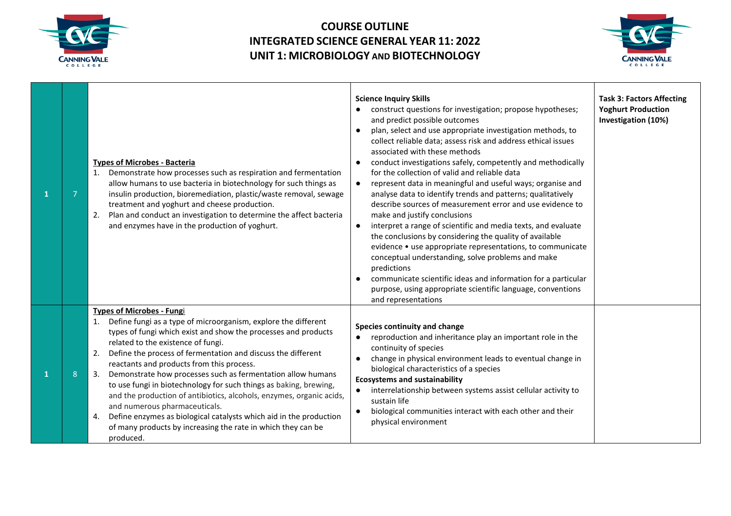# COURSE OUTLINE
# INTEGRATED SCIENCE GENERAL YEAR 11: 2022
# UNIT 1: MICROBIOLOGY AND BIOTECHNOLOGY

| | | | | |
|---|---|---|---|---|
| 1 | 7 | **Types of Microbes - Bacteria**<br>1. Demonstrate how processes such as respiration and fermentation allow humans to use bacteria in biotechnology for such things as insulin production, bioremediation, plastic/waste removal, sewage treatment and yoghurt and cheese production.<br>2. Plan and conduct an investigation to determine the affect bacteria and enzymes have in the production of yoghurt. | **Science Inquiry Skills**<br>● construct questions for investigation; propose hypotheses; and predict possible outcomes<br>● plan, select and use appropriate investigation methods, to collect reliable data; assess risk and address ethical issues associated with these methods<br>● conduct investigations safely, competently and methodically for the collection of valid and reliable data<br>● represent data in meaningful and useful ways; organise and analyse data to identify trends and patterns; qualitatively describe sources of measurement error and use evidence to make and justify conclusions<br>● interpret a range of scientific and media texts, and evaluate the conclusions by considering the quality of available evidence • use appropriate representations, to communicate conceptual understanding, solve problems and make predictions<br>● communicate scientific ideas and information for a particular purpose, using appropriate scientific language, conventions and representations | **Task 3: Factors Affecting Yoghurt Production Investigation (10%)** |
| 1 | 8 | **Types of Microbes - Fungi**<br>1. Define fungi as a type of microorganism, explore the different types of fungi which exist and show the processes and products related to the existence of fungi.<br>2. Define the process of fermentation and discuss the different reactants and products from this process.<br>3. Demonstrate how processes such as fermentation allow humans to use fungi in biotechnology for such things as baking, brewing, and the production of antibiotics, alcohols, enzymes, organic acids, and numerous pharmaceuticals.<br>4. Define enzymes as biological catalysts which aid in the production of many products by increasing the rate in which they can be produced. | **Species continuity and change**<br>● reproduction and inheritance play an important role in the continuity of species<br>● change in physical environment leads to eventual change in biological characteristics of a species<br>**Ecosystems and sustainability**<br>● interrelationship between systems assist cellular activity to sustain life<br>● biological communities interact with each other and their physical environment | |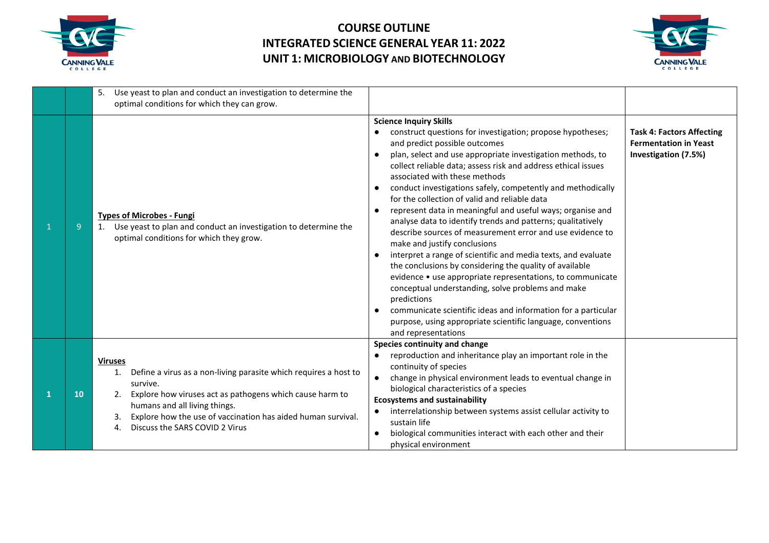# COURSE OUTLINE
# INTEGRATED SCIENCE GENERAL YEAR 11: 2022
# UNIT 1: MICROBIOLOGY AND BIOTECHNOLOGY

| | | | | |
|---|---|---|---|---|
| | | 5. Use yeast to plan and conduct an investigation to determine the optimal conditions for which they can grow. | | |
| 1 | 9 | **Types of Microbes - Fungi**<br>1. Use yeast to plan and conduct an investigation to determine the optimal conditions for which they grow. | **Science Inquiry Skills**<br>● construct questions for investigation; propose hypotheses; and predict possible outcomes<br>● plan, select and use appropriate investigation methods, to collect reliable data; assess risk and address ethical issues associated with these methods<br>● conduct investigations safely, competently and methodically for the collection of valid and reliable data<br>● represent data in meaningful and useful ways; organise and analyse data to identify trends and patterns; qualitatively describe sources of measurement error and use evidence to make and justify conclusions<br>● interpret a range of scientific and media texts, and evaluate the conclusions by considering the quality of available evidence • use appropriate representations, to communicate conceptual understanding, solve problems and make predictions<br>● communicate scientific ideas and information for a particular purpose, using appropriate scientific language, conventions and representations | **Task 4: Factors Affecting Fermentation in Yeast Investigation (7.5%)** |
| **1** | **10** | **Viruses**<br>1. Define a virus as a non-living parasite which requires a host to survive.<br>2. Explore how viruses act as pathogens which cause harm to humans and all living things.<br>3. Explore how the use of vaccination has aided human survival.<br>4. Discuss the SARS COVID 2 Virus | **Species continuity and change**<br>● reproduction and inheritance play an important role in the continuity of species<br>● change in physical environment leads to eventual change in biological characteristics of a species<br>**Ecosystems and sustainability**<br>● interrelationship between systems assist cellular activity to sustain life<br>● biological communities interact with each other and their physical environment | |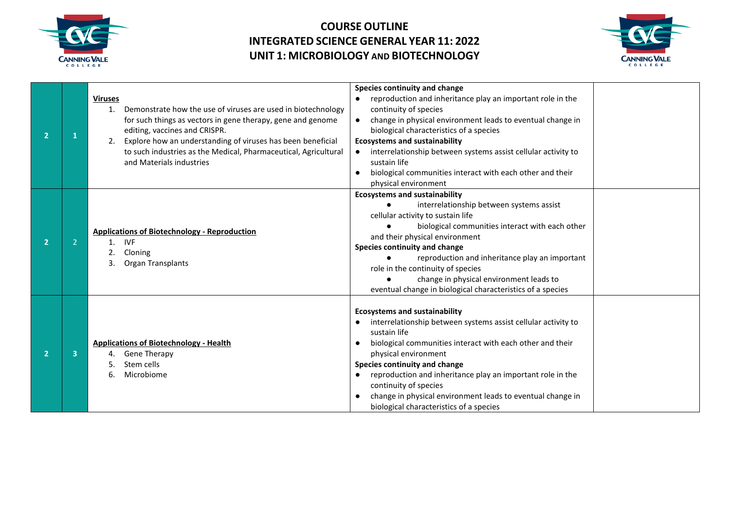# COURSE OUTLINE
# INTEGRATED SCIENCE GENERAL YEAR 11: 2022
# UNIT 1: MICROBIOLOGY AND BIOTECHNOLOGY

| | | | | |
|---|---|---|---|---|
| 2 | 1 | **Viruses**<br>1. Demonstrate how the use of viruses are used in biotechnology for such things as vectors in gene therapy, gene and genome editing, vaccines and CRISPR.<br>2. Explore how an understanding of viruses has been beneficial to such industries as the Medical, Pharmaceutical, Agricultural and Materials industries | **Species continuity and change**<br>● reproduction and inheritance play an important role in the continuity of species<br>● change in physical environment leads to eventual change in biological characteristics of a species<br>**Ecosystems and sustainability**<br>● interrelationship between systems assist cellular activity to sustain life<br>● biological communities interact with each other and their physical environment | |
| 2 | 2 | **Applications of Biotechnology - Reproduction**<br>1. IVF<br>2. Cloning<br>3. Organ Transplants | **Ecosystems and sustainability**<br>● interrelationship between systems assist cellular activity to sustain life<br>● biological communities interact with each other and their physical environment<br>**Species continuity and change**<br>● reproduction and inheritance play an important role in the continuity of species<br>● change in physical environment leads to eventual change in biological characteristics of a species | |
| 2 | 3 | **Applications of Biotechnology - Health**<br>4. Gene Therapy<br>5. Stem cells<br>6. Microbiome | **Ecosystems and sustainability**<br>● interrelationship between systems assist cellular activity to sustain life<br>● biological communities interact with each other and their physical environment<br>**Species continuity and change**<br>● reproduction and inheritance play an important role in the continuity of species<br>● change in physical environment leads to eventual change in biological characteristics of a species | |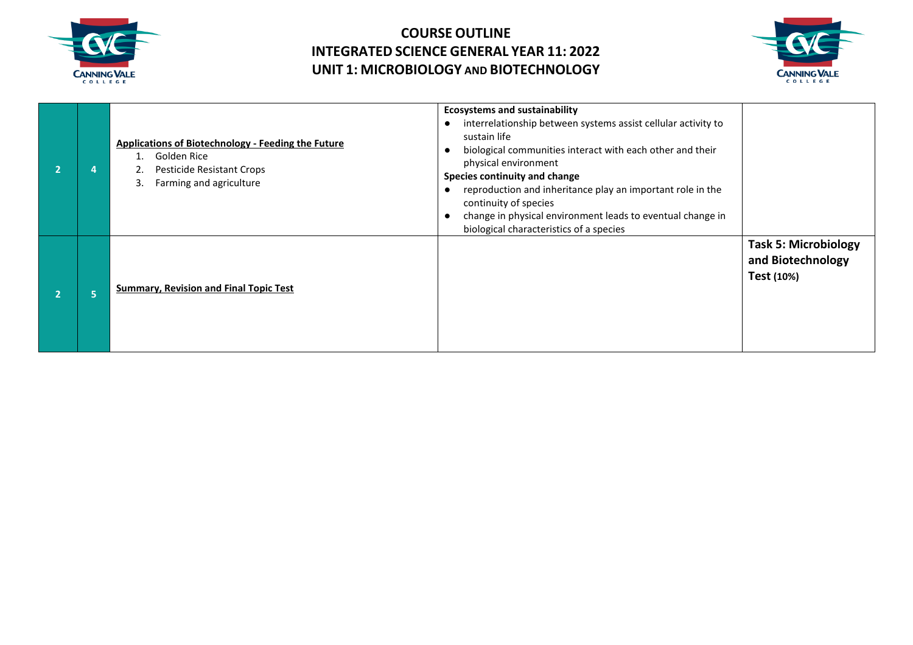| | | | | |
|---|---|---|---|---|
| 2 | 4 | **Applications of Biotechnology - Feeding the Future**<br>1. Golden Rice<br>2. Pesticide Resistant Crops<br>3. Farming and agriculture | **Ecosystems and sustainability**<br>● interrelationship between systems assist cellular activity to sustain life<br>● biological communities interact with each other and their physical environment<br>**Species continuity and change**<br>● reproduction and inheritance play an important role in the continuity of species<br>● change in physical environment leads to eventual change in biological characteristics of a species | |
| 2 | 5 | **Summary, Revision and Final Topic Test** | | **Task 5: Microbiology and Biotechnology Test (10%)** |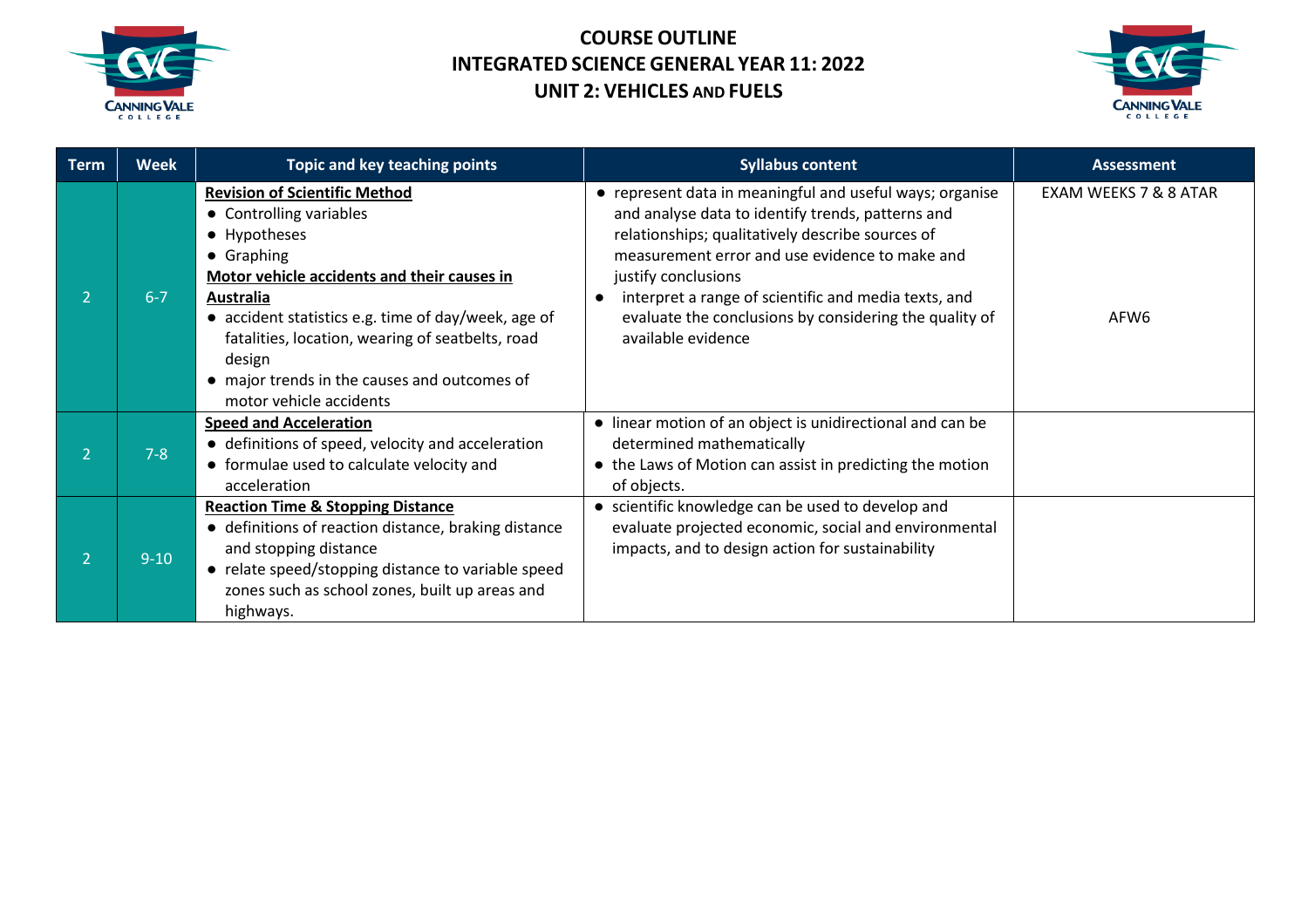# COURSE OUTLINE
# INTEGRATED SCIENCE GENERAL YEAR 11: 2022
# UNIT 2: VEHICLES AND FUELS

| Term | Week | Topic and key teaching points | Syllabus content | Assessment |
|---|---|---|---|---|
| 2 | 6-7 | **Revision of Scientific Method**<br>• Controlling variables<br>• Hypotheses<br>• Graphing<br>**Motor vehicle accidents and their causes in Australia**<br>• accident statistics e.g. time of day/week, age of fatalities, location, wearing of seatbelts, road design<br>• major trends in the causes and outcomes of motor vehicle accidents | • represent data in meaningful and useful ways; organise and analyse data to identify trends, patterns and relationships; qualitatively describe sources of measurement error and use evidence to make and justify conclusions<br>• interpret a range of scientific and media texts, and evaluate the conclusions by considering the quality of available evidence | EXAM WEEKS 7 & 8 ATAR<br><br>AFW6 |
| 2 | 7-8 | **Speed and Acceleration**<br>• definitions of speed, velocity and acceleration<br>• formulae used to calculate velocity and acceleration | • linear motion of an object is unidirectional and can be determined mathematically<br>• the Laws of Motion can assist in predicting the motion of objects. | |
| 2 | 9-10 | **Reaction Time & Stopping Distance**<br>• definitions of reaction distance, braking distance and stopping distance<br>• relate speed/stopping distance to variable speed zones such as school zones, built up areas and highways. | • scientific knowledge can be used to develop and evaluate projected economic, social and environmental impacts, and to design action for sustainability | |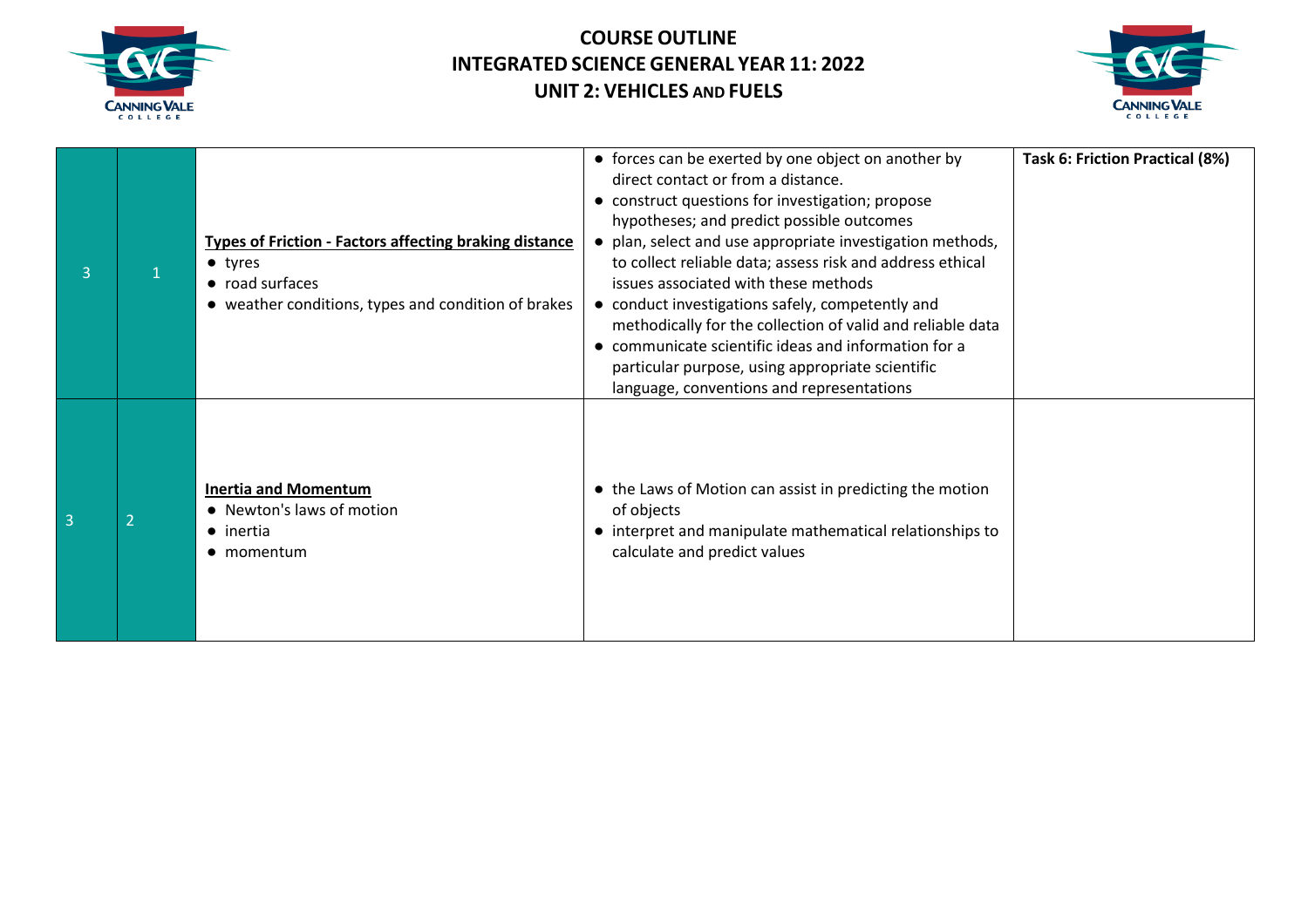# COURSE OUTLINE
# INTEGRATED SCIENCE GENERAL YEAR 11: 2022
# UNIT 2: VEHICLES AND FUELS

| | | | | |
|---|---|---|---|---|
| 3 | 1 | **Types of Friction - Factors affecting braking distance**<br>● tyres<br>● road surfaces<br>● weather conditions, types and condition of brakes | ● forces can be exerted by one object on another by direct contact or from a distance.<br>● construct questions for investigation; propose hypotheses; and predict possible outcomes<br>● plan, select and use appropriate investigation methods, to collect reliable data; assess risk and address ethical issues associated with these methods<br>● conduct investigations safely, competently and methodically for the collection of valid and reliable data<br>● communicate scientific ideas and information for a particular purpose, using appropriate scientific language, conventions and representations | **Task 6: Friction Practical (8%)** |
| 3 | 2 | **Inertia and Momentum**<br>● Newton's laws of motion<br>● inertia<br>● momentum | ● the Laws of Motion can assist in predicting the motion of objects<br>● interpret and manipulate mathematical relationships to calculate and predict values | |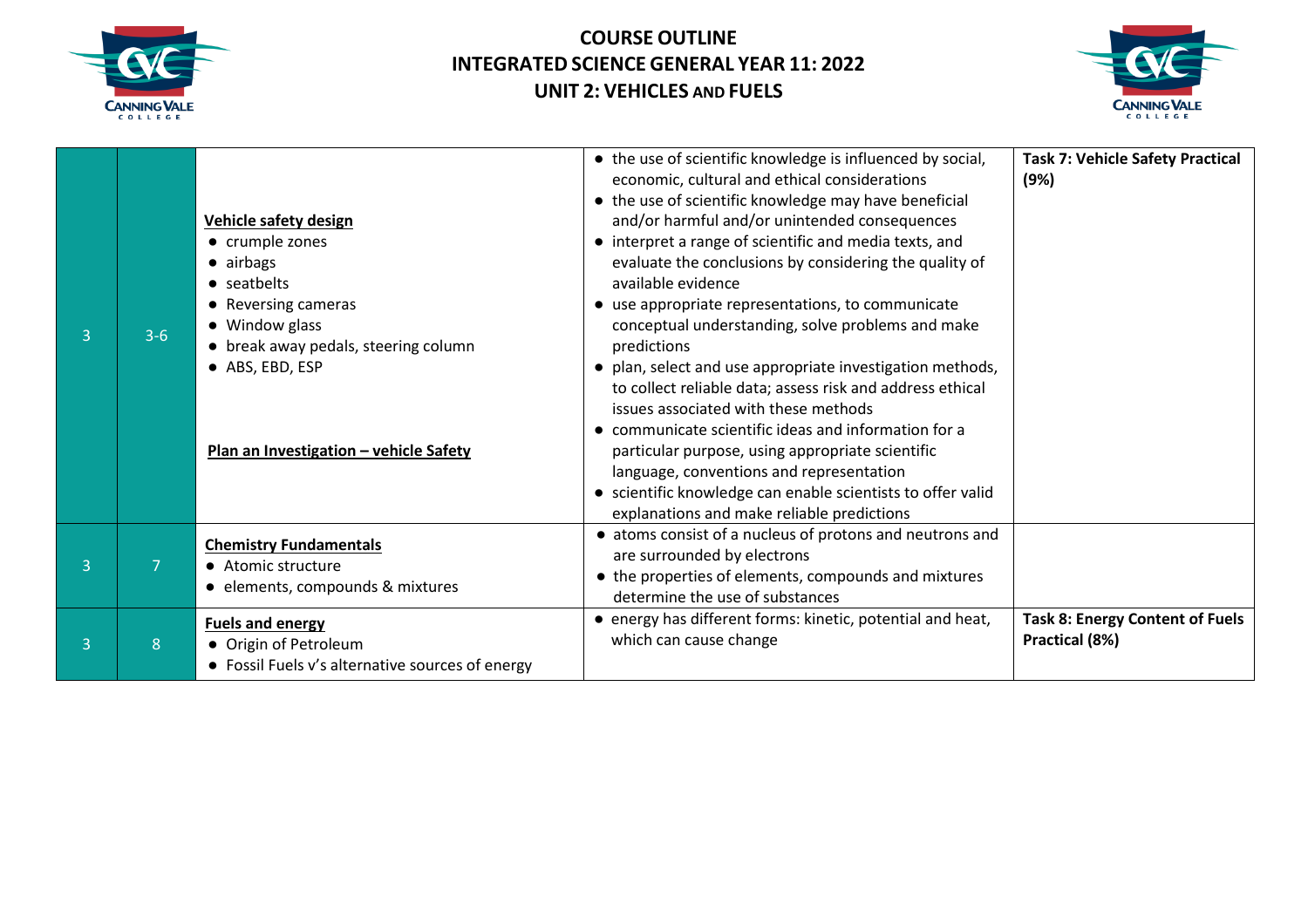# COURSE OUTLINE
# INTEGRATED SCIENCE GENERAL YEAR 11: 2022
# UNIT 2: VEHICLES AND FUELS

| | | | | |
|---|---|---|---|---|
| 3 | 3-6 | **Vehicle safety design**<br>• crumple zones<br>• airbags<br>• seatbelts<br>• Reversing cameras<br>• Window glass<br>• break away pedals, steering column<br>• ABS, EBD, ESP<br><br>**Plan an Investigation – vehicle Safety** | • the use of scientific knowledge is influenced by social, economic, cultural and ethical considerations<br>• the use of scientific knowledge may have beneficial and/or harmful and/or unintended consequences<br>• interpret a range of scientific and media texts, and evaluate the conclusions by considering the quality of available evidence<br>• use appropriate representations, to communicate conceptual understanding, solve problems and make predictions<br>• plan, select and use appropriate investigation methods, to collect reliable data; assess risk and address ethical issues associated with these methods<br>• communicate scientific ideas and information for a particular purpose, using appropriate scientific language, conventions and representation<br>• scientific knowledge can enable scientists to offer valid explanations and make reliable predictions | **Task 7: Vehicle Safety Practical (9%)** |
| 3 | 7 | **Chemistry Fundamentals**<br>• Atomic structure<br>• elements, compounds & mixtures | • atoms consist of a nucleus of protons and neutrons and are surrounded by electrons<br>• the properties of elements, compounds and mixtures determine the use of substances | |
| 3 | 8 | **Fuels and energy**<br>• Origin of Petroleum<br>• Fossil Fuels v's alternative sources of energy | • energy has different forms: kinetic, potential and heat, which can cause change | **Task 8: Energy Content of Fuels Practical (8%)** |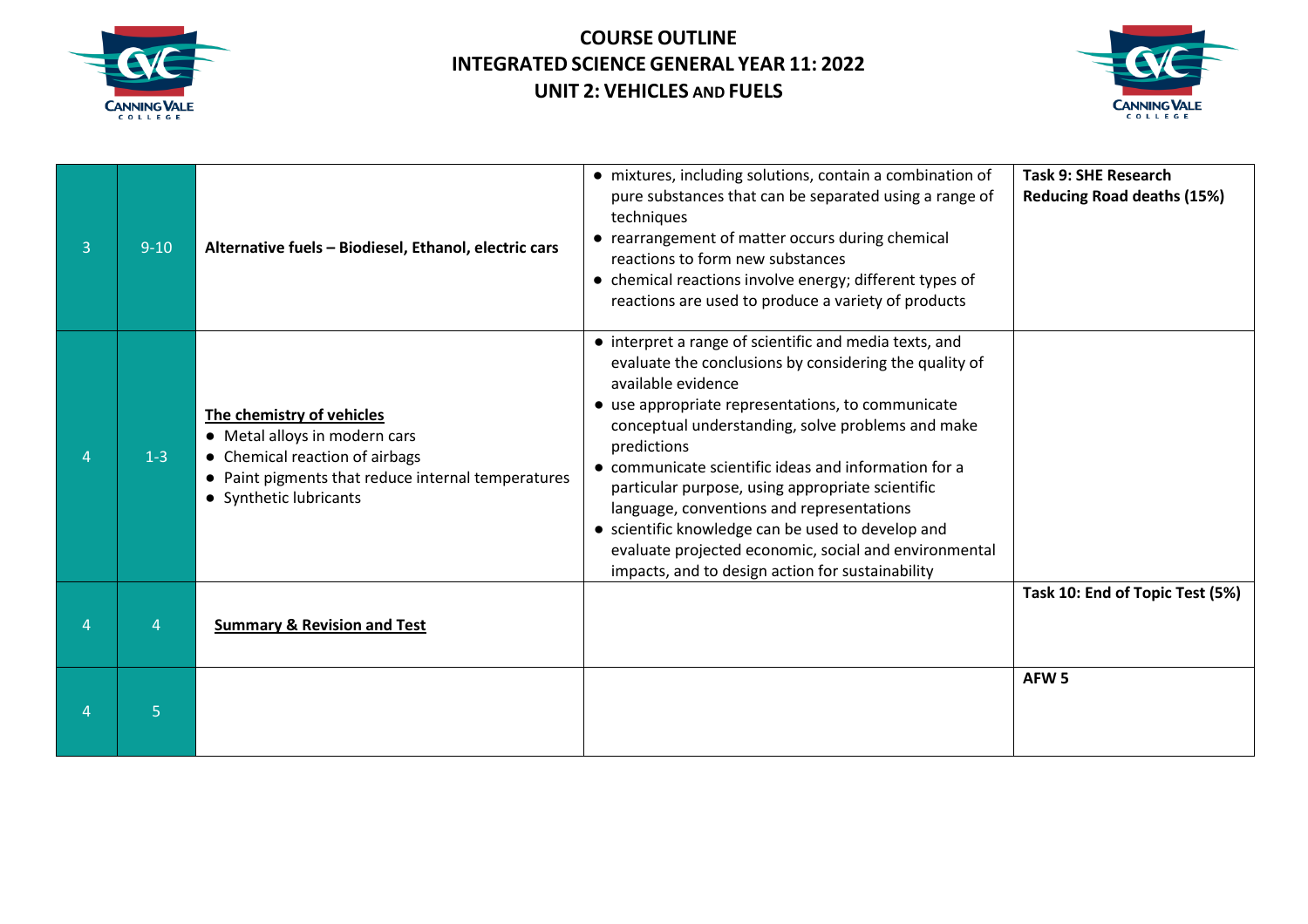# COURSE OUTLINE
# INTEGRATED SCIENCE GENERAL YEAR 11: 2022
# UNIT 2: VEHICLES AND FUELS

| | | | | |
|---|---|---|---|---|
| 3 | 9-10 | **Alternative fuels – Biodiesel, Ethanol, electric cars** | • mixtures, including solutions, contain a combination of pure substances that can be separated using a range of techniques<br>• rearrangement of matter occurs during chemical reactions to form new substances<br>• chemical reactions involve energy; different types of reactions are used to produce a variety of products | **Task 9: SHE Research Reducing Road deaths (15%)** |
| 4 | 1-3 | **The chemistry of vehicles**<br>• Metal alloys in modern cars<br>• Chemical reaction of airbags<br>• Paint pigments that reduce internal temperatures<br>• Synthetic lubricants | • interpret a range of scientific and media texts, and evaluate the conclusions by considering the quality of available evidence<br>• use appropriate representations, to communicate conceptual understanding, solve problems and make predictions<br>• communicate scientific ideas and information for a particular purpose, using appropriate scientific language, conventions and representations<br>• scientific knowledge can be used to develop and evaluate projected economic, social and environmental impacts, and to design action for sustainability | |
| 4 | 4 | **Summary & Revision and Test** | | **Task 10: End of Topic Test (5%)** |
| 4 | 5 | | | **AFW 5** |